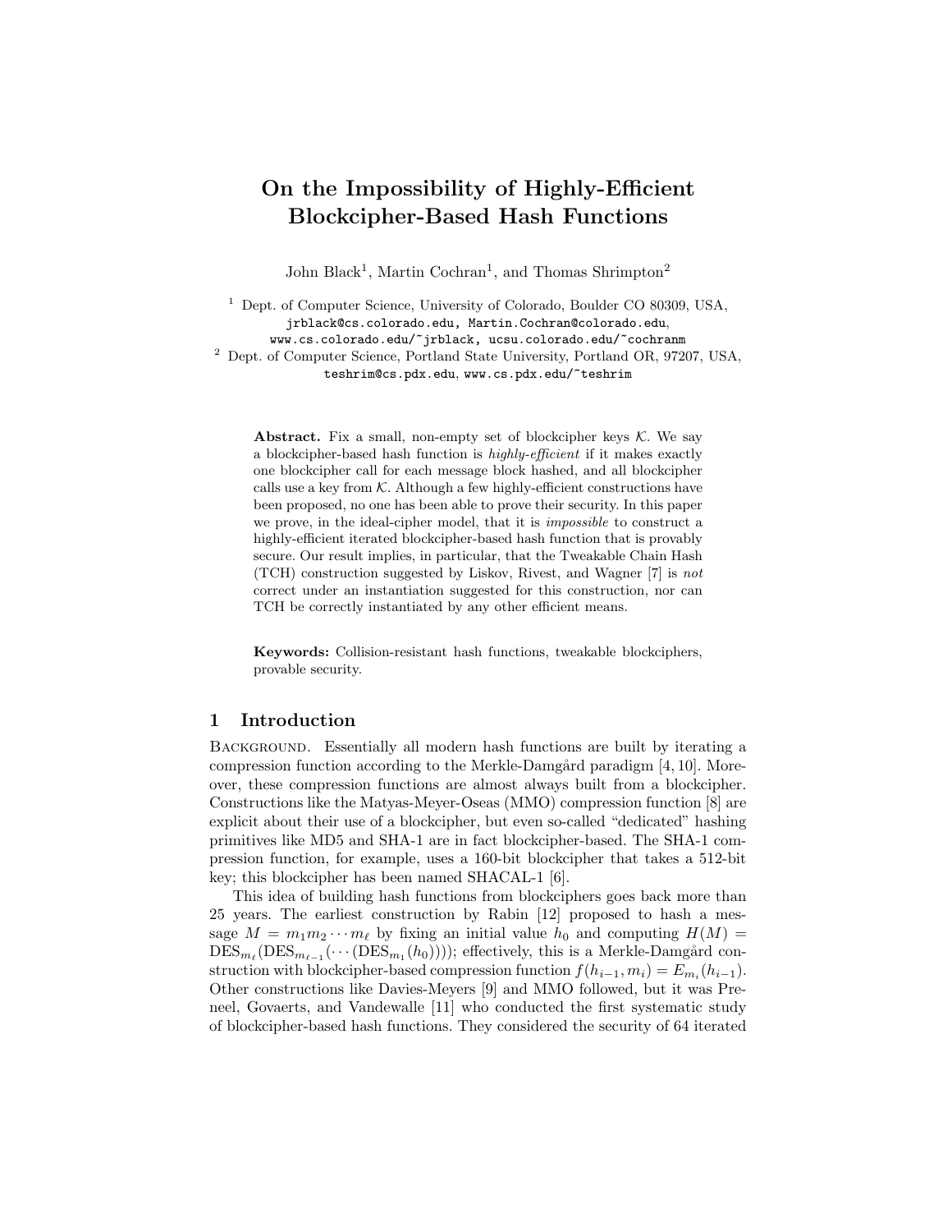# On the Impossibility of Highly-Efficient Blockcipher-Based Hash Functions

John Black[1], Martin Cochran[1], and Thomas Shrimpton[2]

[1] Dept. of Computer Science, University of Colorado, Boulder CO 80309, USA,
jrblack@cs.colorado.edu, Martin.Cochran@colorado.edu,
www.cs.colorado.edu/~jrblack, ucsu.colorado.edu/~cochranm

[2] Dept. of Computer Science, Portland State University, Portland OR, 97207, USA,
teshrim@cs.pdx.edu, www.cs.pdx.edu/~teshrim

**Abstract.** Fix a small, non-empty set of blockcipher keys $\mathcal{K}$. We say a blockcipher-based hash function is *highly-efficient* if it makes exactly one blockcipher call for each message block hashed, and all blockcipher calls use a key from $\mathcal{K}$. Although a few highly-efficient constructions have been proposed, no one has been able to prove their security. In this paper we prove, in the ideal-cipher model, that it is *impossible* to construct a highly-efficient iterated blockcipher-based hash function that is provably secure. Our result implies, in particular, that the Tweakable Chain Hash (TCH) construction suggested by Liskov, Rivest, and Wagner [7] is *not* correct under an instantiation suggested for this construction, nor can TCH be correctly instantiated by any other efficient means.

**Keywords:** Collision-resistant hash functions, tweakable blockciphers, provable security.

## 1 Introduction

Background. Essentially all modern hash functions are built by iterating a compression function according to the Merkle-Damgård paradigm [4, 10]. Moreover, these compression functions are almost always built from a blockcipher. Constructions like the Matyas-Meyer-Oseas (MMO) compression function [8] are explicit about their use of a blockcipher, but even so-called "dedicated" hashing primitives like MD5 and SHA-1 are in fact blockcipher-based. The SHA-1 compression function, for example, uses a 160-bit blockcipher that takes a 512-bit key; this blockcipher has been named SHACAL-1 [6].

This idea of building hash functions from blockciphers goes back more than 25 years. The earliest construction by Rabin [12] proposed to hash a message $M = m_1 m_2 \cdots m_\ell$ by fixing an initial value $h_0$ and computing $H(M) = \text{DES}_{m_\ell}(\text{DES}_{m_{\ell-1}}(\cdots(\text{DES}_{m_1}(h_0))))$; effectively, this is a Merkle-Damgård construction with blockcipher-based compression function $f(h_{i-1}, m_i) = E_{m_i}(h_{i-1})$. Other constructions like Davies-Meyers [9] and MMO followed, but it was Preneel, Govaerts, and Vandewalle [11] who conducted the first systematic study of blockcipher-based hash functions. They considered the security of 64 iterated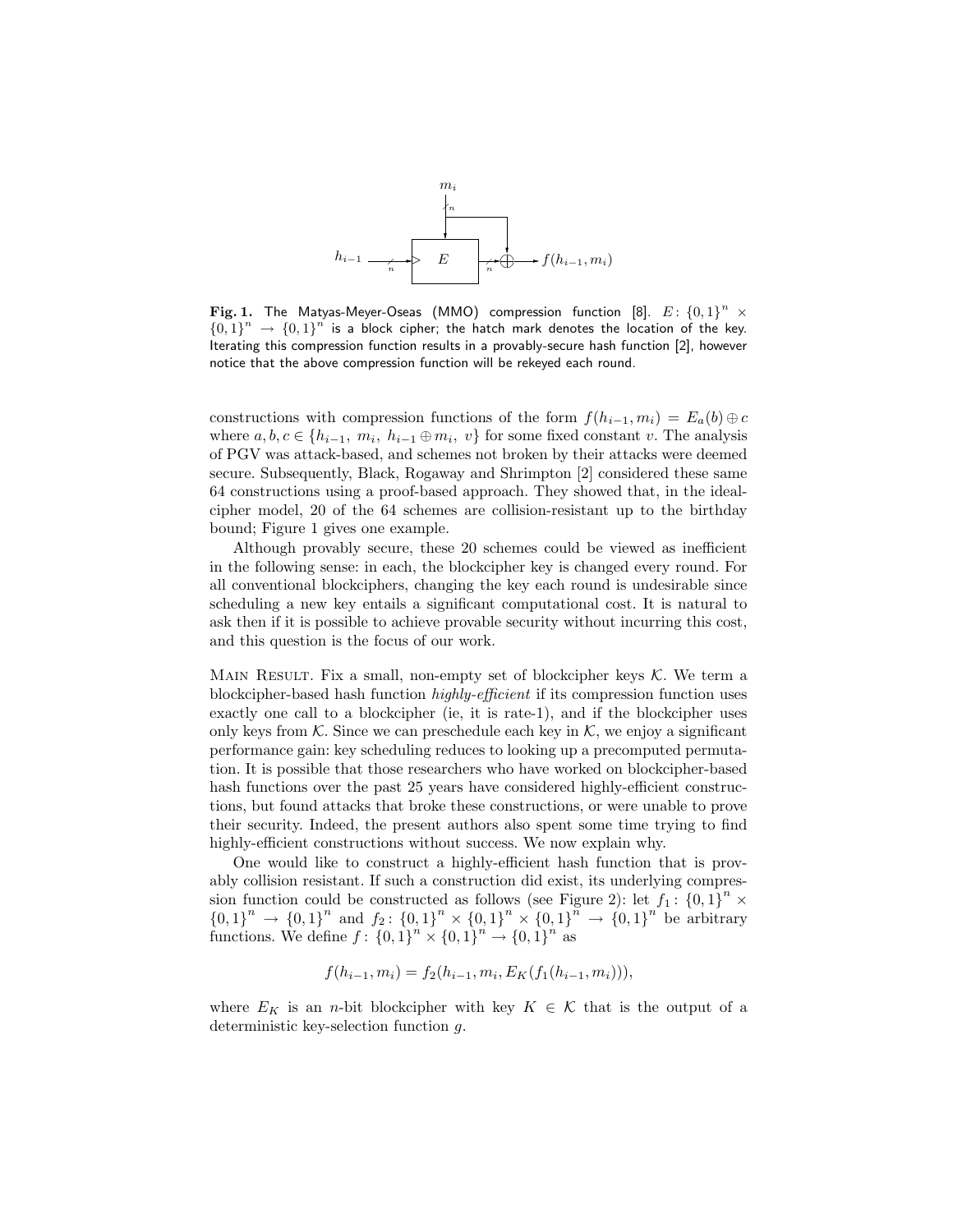**Fig. 1.** The Matyas-Meyer-Oseas (MMO) compression function [8]. $E\colon \{0,1\}^n \times \{0,1\}^n \to \{0,1\}^n$ is a block cipher; the hatch mark denotes the location of the key. Iterating this compression function results in a provably-secure hash function [2], however notice that the above compression function will be rekeyed each round.

constructions with compression functions of the form $f(h_{i-1}, m_i) = E_a(b) \oplus c$ where $a, b, c \in \{h_{i-1},\ m_i,\ h_{i-1} \oplus m_i,\ v\}$ for some fixed constant $v$. The analysis of PGV was attack-based, and schemes not broken by their attacks were deemed secure. Subsequently, Black, Rogaway and Shrimpton [2] considered these same 64 constructions using a proof-based approach. They showed that, in the ideal-cipher model, 20 of the 64 schemes are collision-resistant up to the birthday bound; Figure 1 gives one example.

Although provably secure, these 20 schemes could be viewed as inefficient in the following sense: in each, the blockcipher key is changed every round. For all conventional blockciphers, changing the key each round is undesirable since scheduling a new key entails a significant computational cost. It is natural to ask then if it is possible to achieve provable security without incurring this cost, and this question is the focus of our work.

Main Result. Fix a small, non-empty set of blockcipher keys $\mathcal{K}$. We term a blockcipher-based hash function *highly-efficient* if its compression function uses exactly one call to a blockcipher (ie, it is rate-1), and if the blockcipher uses only keys from $\mathcal{K}$. Since we can preschedule each key in $\mathcal{K}$, we enjoy a significant performance gain: key scheduling reduces to looking up a precomputed permutation. It is possible that those researchers who have worked on blockcipher-based hash functions over the past 25 years have considered highly-efficient constructions, but found attacks that broke these constructions, or were unable to prove their security. Indeed, the present authors also spent some time trying to find highly-efficient constructions without success. We now explain why.

One would like to construct a highly-efficient hash function that is provably collision resistant. If such a construction did exist, its underlying compression function could be constructed as follows (see Figure 2): let $f_1\colon \{0,1\}^n \times \{0,1\}^n \to \{0,1\}^n$ and $f_2\colon \{0,1\}^n \times \{0,1\}^n \times \{0,1\}^n \to \{0,1\}^n$ be arbitrary functions. We define $f\colon \{0,1\}^n \times \{0,1\}^n \to \{0,1\}^n$ as

$$f(h_{i-1}, m_i) = f_2(h_{i-1}, m_i, E_K(f_1(h_{i-1}, m_i))),$$

where $E_K$ is an $n$-bit blockcipher with key $K \in \mathcal{K}$ that is the output of a deterministic key-selection function $g$.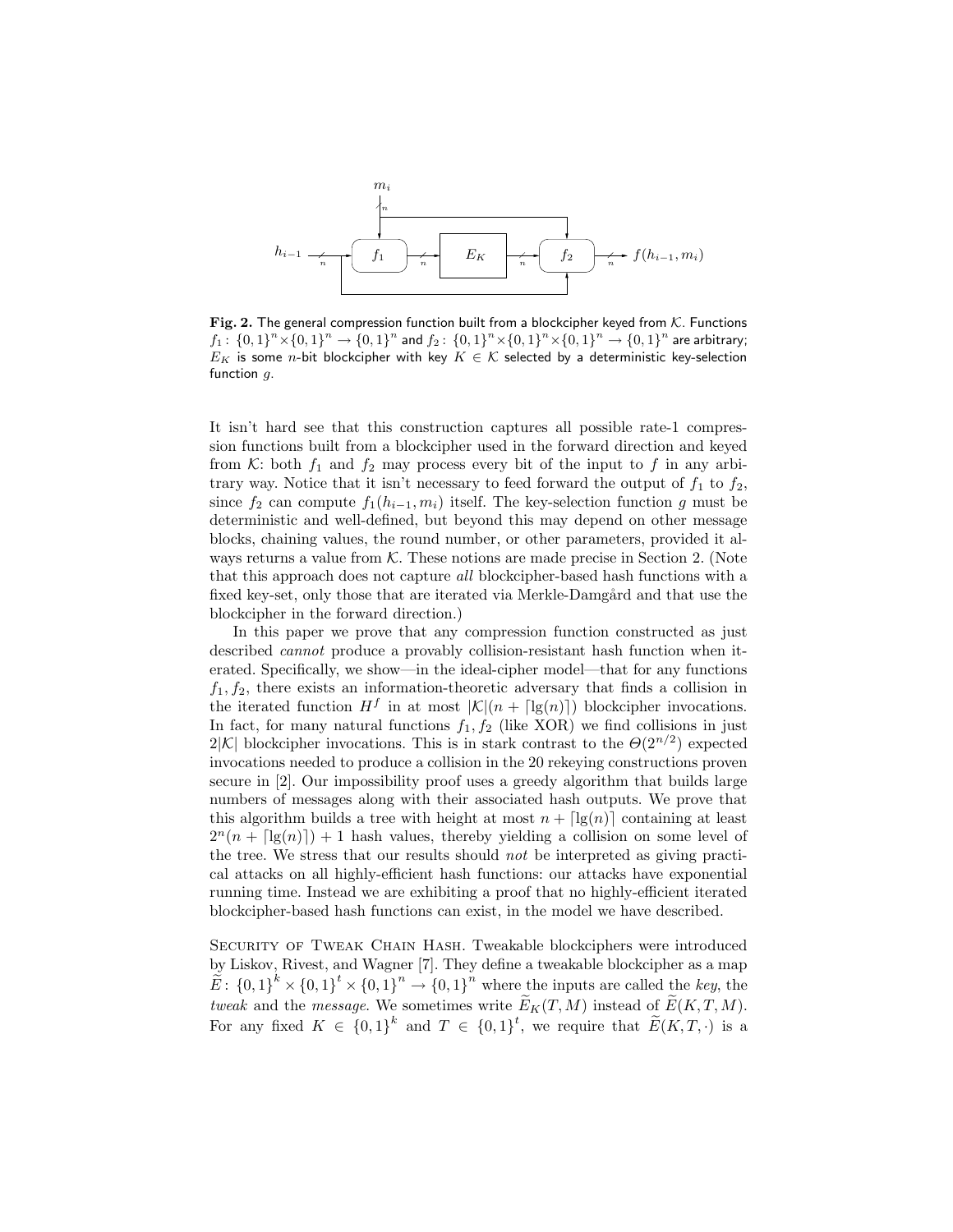**Fig. 2.** The general compression function built from a blockcipher keyed from $\mathcal{K}$. Functions $f_1\colon \{0,1\}^n \times \{0,1\}^n \to \{0,1\}^n$ and $f_2\colon \{0,1\}^n \times \{0,1\}^n \times \{0,1\}^n \to \{0,1\}^n$ are arbitrary; $E_K$ is some $n$-bit blockcipher with key $K \in \mathcal{K}$ selected by a deterministic key-selection function $g$.

It isn't hard see that this construction captures all possible rate-1 compression functions built from a blockcipher used in the forward direction and keyed from $\mathcal{K}$: both $f_1$ and $f_2$ may process every bit of the input to $f$ in any arbitrary way. Notice that it isn't necessary to feed forward the output of $f_1$ to $f_2$, since $f_2$ can compute $f_1(h_{i-1}, m_i)$ itself. The key-selection function $g$ must be deterministic and well-defined, but beyond this may depend on other message blocks, chaining values, the round number, or other parameters, provided it always returns a value from $\mathcal{K}$. These notions are made precise in Section 2. (Note that this approach does not capture *all* blockcipher-based hash functions with a fixed key-set, only those that are iterated via Merkle-Damgård and that use the blockcipher in the forward direction.)

In this paper we prove that any compression function constructed as just described *cannot* produce a provably collision-resistant hash function when iterated. Specifically, we show—in the ideal-cipher model—that for any functions $f_1, f_2$, there exists an information-theoretic adversary that finds a collision in the iterated function $H^f$ in at most $|\mathcal{K}|(n + \lceil \lg(n) \rceil)$ blockcipher invocations. In fact, for many natural functions $f_1, f_2$ (like XOR) we find collisions in just $2|\mathcal{K}|$ blockcipher invocations. This is in stark contrast to the $\Theta(2^{n/2})$ expected invocations needed to produce a collision in the 20 rekeying constructions proven secure in [2]. Our impossibility proof uses a greedy algorithm that builds large numbers of messages along with their associated hash outputs. We prove that this algorithm builds a tree with height at most $n + \lceil \lg(n) \rceil$ containing at least $2^n(n + \lceil \lg(n) \rceil) + 1$ hash values, thereby yielding a collision on some level of the tree. We stress that our results should *not* be interpreted as giving practical attacks on all highly-efficient hash functions: our attacks have exponential running time. Instead we are exhibiting a proof that no highly-efficient iterated blockcipher-based hash functions can exist, in the model we have described.

Security of Tweak Chain Hash. Tweakable blockciphers were introduced by Liskov, Rivest, and Wagner [7]. They define a tweakable blockcipher as a map $\widetilde{E}\colon \{0,1\}^k \times \{0,1\}^t \times \{0,1\}^n \to \{0,1\}^n$ where the inputs are called the *key*, the *tweak* and the *message*. We sometimes write $\widetilde{E}_K(T, M)$ instead of $\widetilde{E}(K, T, M)$. For any fixed $K \in \{0,1\}^k$ and $T \in \{0,1\}^t$, we require that $\widetilde{E}(K, T, \cdot)$ is a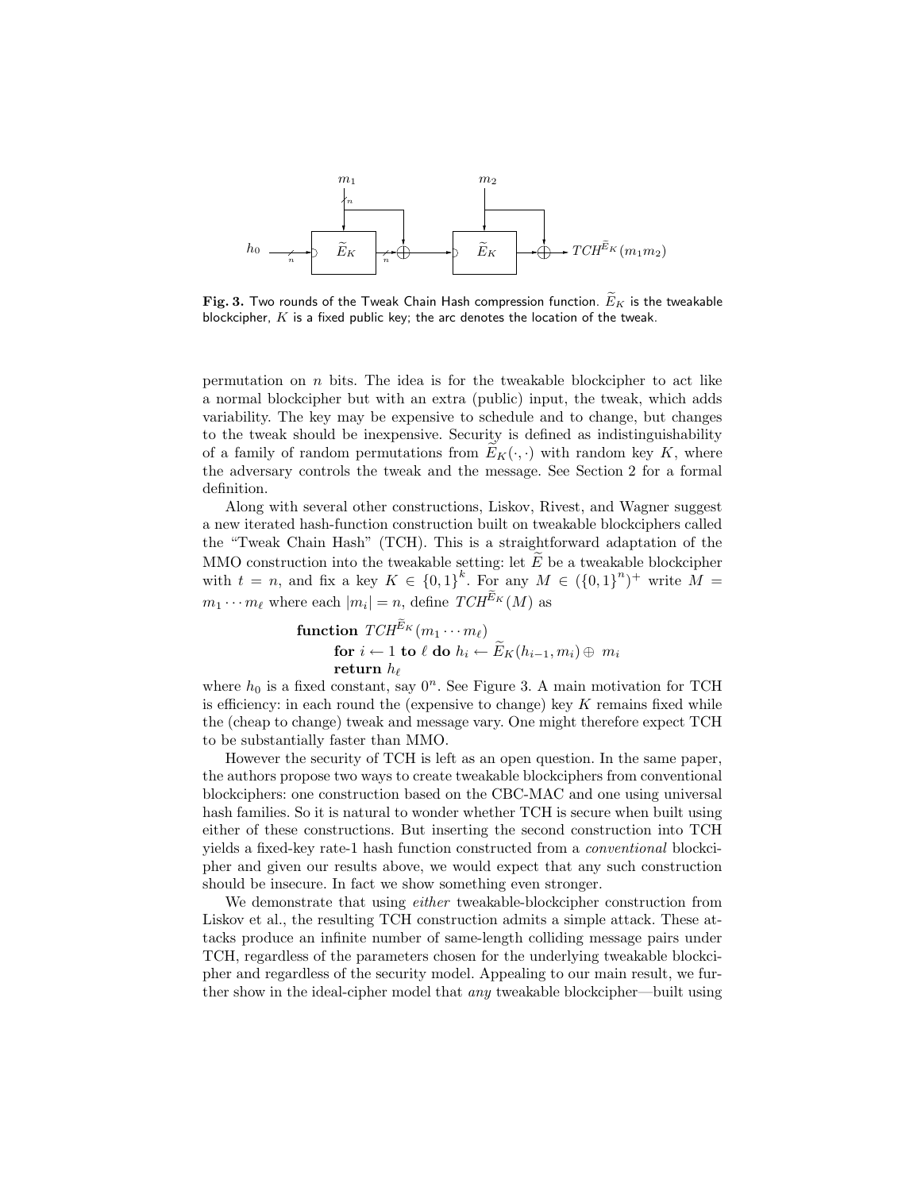**Fig. 3.** Two rounds of the Tweak Chain Hash compression function. $\widetilde{E}_K$ is the tweakable blockcipher, $K$ is a fixed public key; the arc denotes the location of the tweak.

permutation on $n$ bits. The idea is for the tweakable blockcipher to act like a normal blockcipher but with an extra (public) input, the tweak, which adds variability. The key may be expensive to schedule and to change, but changes to the tweak should be inexpensive. Security is defined as indistinguishability of a family of random permutations from $\widetilde{E}_K(\cdot,\cdot)$ with random key $K$, where the adversary controls the tweak and the message. See Section 2 for a formal definition.

Along with several other constructions, Liskov, Rivest, and Wagner suggest a new iterated hash-function construction built on tweakable blockciphers called the "Tweak Chain Hash" (TCH). This is a straightforward adaptation of the MMO construction into the tweakable setting: let $\widetilde{E}$ be a tweakable blockcipher with $t = n$, and fix a key $K \in \{0,1\}^k$. For any $M \in (\{0,1\}^n)^+$ write $M = m_1 \cdots m_\ell$ where each $|m_i| = n$, define $TCH^{\widetilde{E}_K}(M)$ as

**function** $TCH^{\widetilde{E}_K}(m_1 \cdots m_\ell)$
  **for** $i \leftarrow 1$ **to** $\ell$ **do** $h_i \leftarrow \widetilde{E}_K(h_{i-1}, m_i) \oplus m_i$
  **return** $h_\ell$

where $h_0$ is a fixed constant, say $0^n$. See Figure 3. A main motivation for TCH is efficiency: in each round the (expensive to change) key $K$ remains fixed while the (cheap to change) tweak and message vary. One might therefore expect TCH to be substantially faster than MMO.

However the security of TCH is left as an open question. In the same paper, the authors propose two ways to create tweakable blockciphers from conventional blockciphers: one construction based on the CBC-MAC and one using universal hash families. So it is natural to wonder whether TCH is secure when built using either of these constructions. But inserting the second construction into TCH yields a fixed-key rate-1 hash function constructed from a *conventional* blockcipher and given our results above, we would expect that any such construction should be insecure. In fact we show something even stronger.

We demonstrate that using *either* tweakable-blockcipher construction from Liskov et al., the resulting TCH construction admits a simple attack. These attacks produce an infinite number of same-length colliding message pairs under TCH, regardless of the parameters chosen for the underlying tweakable blockcipher and regardless of the security model. Appealing to our main result, we further show in the ideal-cipher model that *any* tweakable blockcipher—built using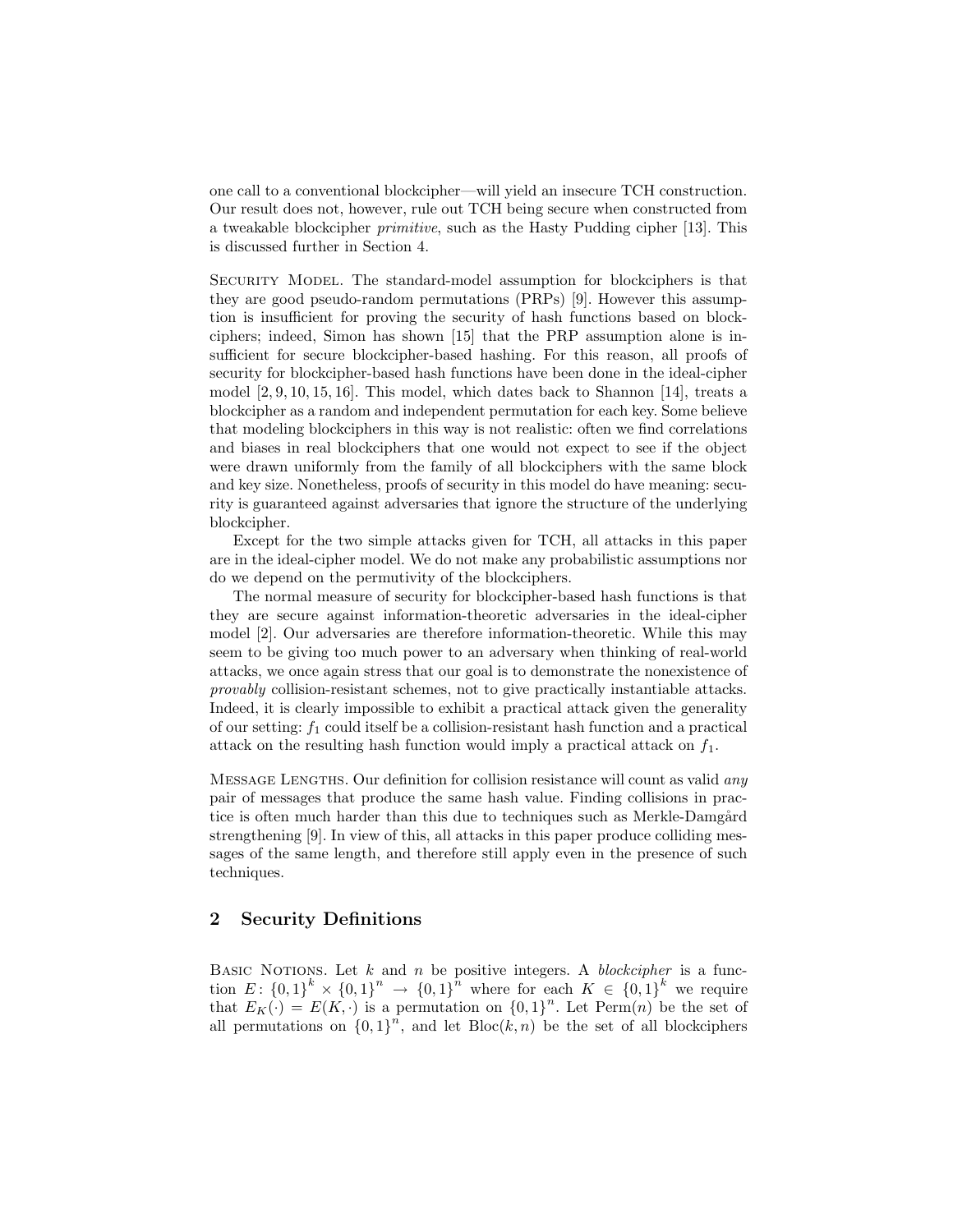one call to a conventional blockcipher—will yield an insecure TCH construction. Our result does not, however, rule out TCH being secure when constructed from a tweakable blockcipher *primitive*, such as the Hasty Pudding cipher [13]. This is discussed further in Section 4.

Security Model. The standard-model assumption for blockciphers is that they are good pseudo-random permutations (PRPs) [9]. However this assumption is insufficient for proving the security of hash functions based on blockciphers; indeed, Simon has shown [15] that the PRP assumption alone is insufficient for secure blockcipher-based hashing. For this reason, all proofs of security for blockcipher-based hash functions have been done in the ideal-cipher model [2, 9, 10, 15, 16]. This model, which dates back to Shannon [14], treats a blockcipher as a random and independent permutation for each key. Some believe that modeling blockciphers in this way is not realistic: often we find correlations and biases in real blockciphers that one would not expect to see if the object were drawn uniformly from the family of all blockciphers with the same block and key size. Nonetheless, proofs of security in this model do have meaning: security is guaranteed against adversaries that ignore the structure of the underlying blockcipher.

Except for the two simple attacks given for TCH, all attacks in this paper are in the ideal-cipher model. We do not make any probabilistic assumptions nor do we depend on the permutivity of the blockciphers.

The normal measure of security for blockcipher-based hash functions is that they are secure against information-theoretic adversaries in the ideal-cipher model [2]. Our adversaries are therefore information-theoretic. While this may seem to be giving too much power to an adversary when thinking of real-world attacks, we once again stress that our goal is to demonstrate the nonexistence of *provably* collision-resistant schemes, not to give practically instantiable attacks. Indeed, it is clearly impossible to exhibit a practical attack given the generality of our setting: $f_1$ could itself be a collision-resistant hash function and a practical attack on the resulting hash function would imply a practical attack on $f_1$.

Message Lengths. Our definition for collision resistance will count as valid *any* pair of messages that produce the same hash value. Finding collisions in practice is often much harder than this due to techniques such as Merkle-Damgård strengthening [9]. In view of this, all attacks in this paper produce colliding messages of the same length, and therefore still apply even in the presence of such techniques.

## 2 Security Definitions

Basic Notions. Let $k$ and $n$ be positive integers. A *blockcipher* is a function $E\colon \{0,1\}^k \times \{0,1\}^n \to \{0,1\}^n$ where for each $K \in \{0,1\}^k$ we require that $E_K(\cdot) = E(K, \cdot)$ is a permutation on $\{0,1\}^n$. Let $\mathrm{Perm}(n)$ be the set of all permutations on $\{0,1\}^n$, and let $\mathrm{Bloc}(k, n)$ be the set of all blockciphers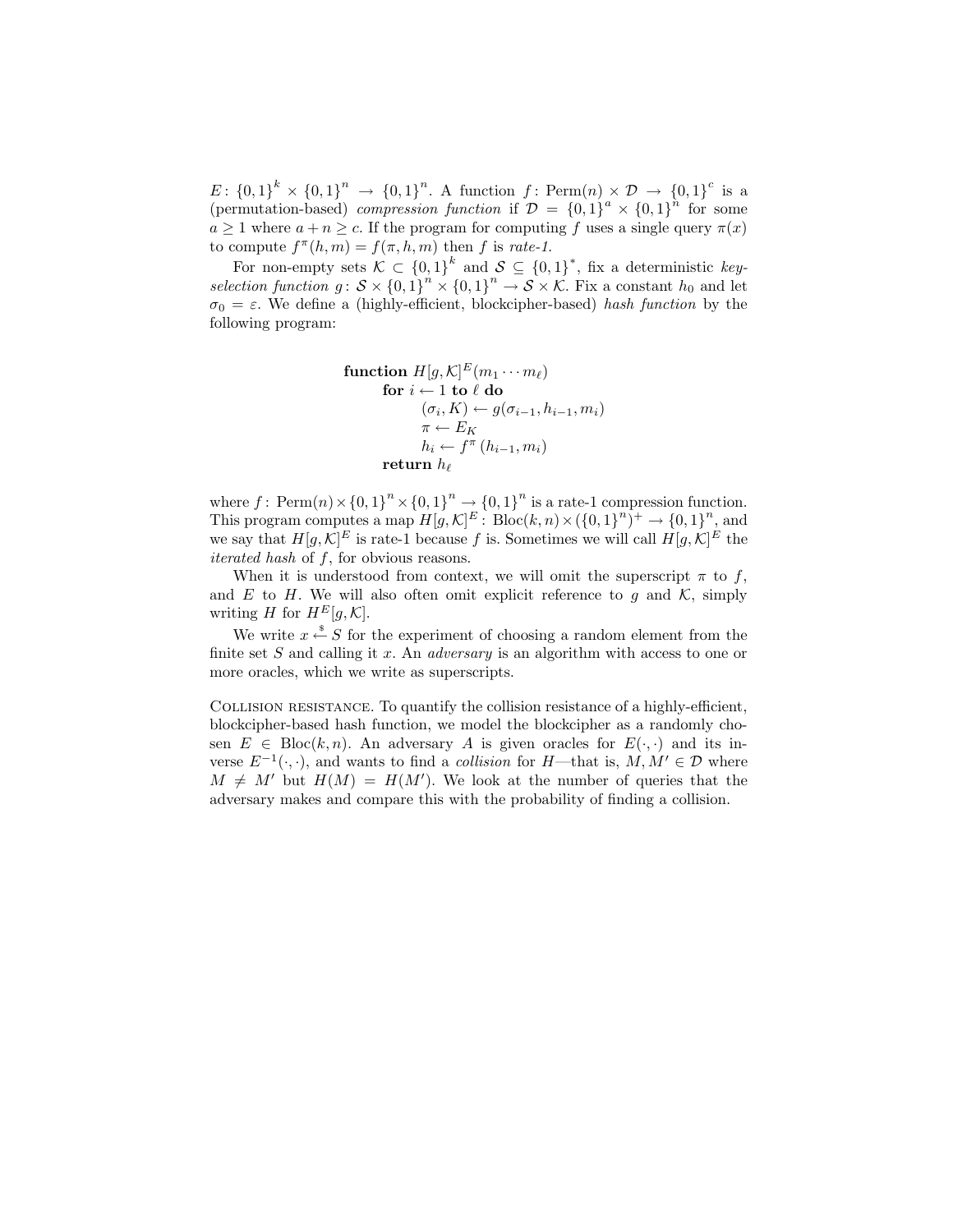$E\colon \{0,1\}^k \times \{0,1\}^n \to \{0,1\}^n$. A function $f\colon \mathrm{Perm}(n) \times \mathcal{D} \to \{0,1\}^c$ is a (permutation-based) *compression function* if $\mathcal{D} = \{0,1\}^a \times \{0,1\}^n$ for some $a \geq 1$ where $a + n \geq c$. If the program for computing $f$ uses a single query $\pi(x)$ to compute $f^\pi(h,m) = f(\pi,h,m)$ then $f$ is *rate-1.*

For non-empty sets $\mathcal{K} \subset \{0,1\}^k$ and $\mathcal{S} \subseteq \{0,1\}^*$, fix a deterministic *key-selection function* $g\colon \mathcal{S} \times \{0,1\}^n \times \{0,1\}^n \to \mathcal{S} \times \mathcal{K}$. Fix a constant $h_0$ and let $\sigma_0 = \varepsilon$. We define a (highly-efficient, blockcipher-based) *hash function* by the following program:

```
function H[g,K]^E(m_1 ··· m_ℓ)
    for i ← 1 to ℓ do
        (σ_i, K) ← g(σ_{i-1}, h_{i-1}, m_i)
        π ← E_K
        h_i ← f^π (h_{i-1}, m_i)
    return h_ℓ
```

where $f\colon \mathrm{Perm}(n) \times \{0,1\}^n \times \{0,1\}^n \to \{0,1\}^n$ is a rate-1 compression function. This program computes a map $H[g,\mathcal{K}]^E\colon \mathrm{Bloc}(k,n) \times (\{0,1\}^n)^+ \to \{0,1\}^n$, and we say that $H[g,\mathcal{K}]^E$ is rate-1 because $f$ is. Sometimes we will call $H[g,\mathcal{K}]^E$ the *iterated hash* of $f$, for obvious reasons.

When it is understood from context, we will omit the superscript $\pi$ to $f$, and $E$ to $H$. We will also often omit explicit reference to $g$ and $\mathcal{K}$, simply writing $H$ for $H^E[g,\mathcal{K}]$.

We write $x \xleftarrow{\$} S$ for the experiment of choosing a random element from the finite set $S$ and calling it $x$. An *adversary* is an algorithm with access to one or more oracles, which we write as superscripts.

Collision resistance. To quantify the collision resistance of a highly-efficient, blockcipher-based hash function, we model the blockcipher as a randomly chosen $E \in \mathrm{Bloc}(k,n)$. An adversary $A$ is given oracles for $E(\cdot,\cdot)$ and its inverse $E^{-1}(\cdot,\cdot)$, and wants to find a *collision* for $H$—that is, $M, M' \in \mathcal{D}$ where $M \neq M'$ but $H(M) = H(M')$. We look at the number of queries that the adversary makes and compare this with the probability of finding a collision.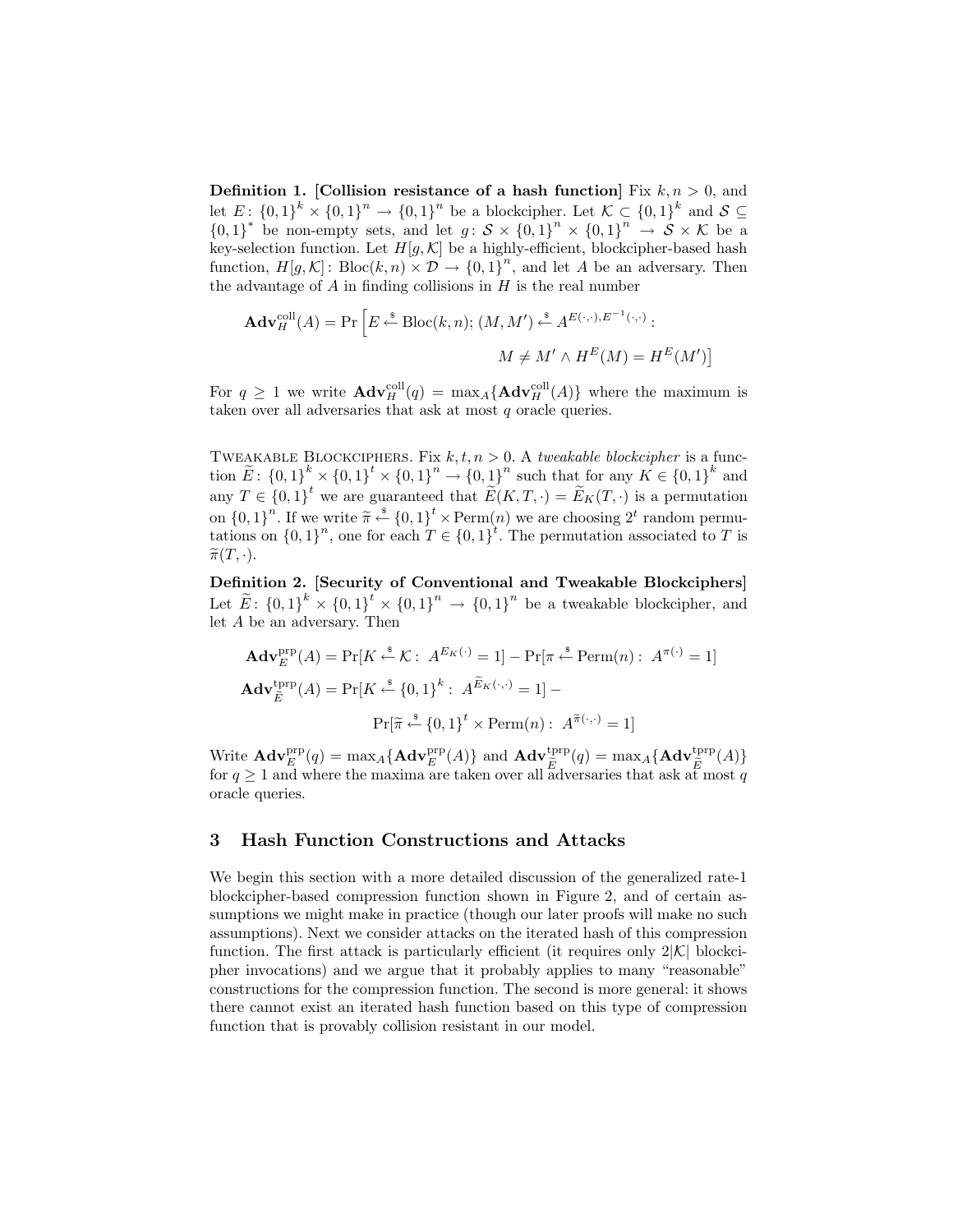**Definition 1. [Collision resistance of a hash function]** Fix $k, n > 0$, and let $E : \{0,1\}^k \times \{0,1\}^n \to \{0,1\}^n$ be a blockcipher. Let $\mathcal{K} \subset \{0,1\}^k$ and $\mathcal{S} \subseteq \{0,1\}^*$ be non-empty sets, and let $g : \mathcal{S} \times \{0,1\}^n \times \{0,1\}^n \to \mathcal{S} \times \mathcal{K}$ be a key-selection function. Let $H[g, \mathcal{K}]$ be a highly-efficient, blockcipher-based hash function, $H[g, \mathcal{K}] : \text{Bloc}(k, n) \times \mathcal{D} \to \{0,1\}^n$, and let $A$ be an adversary. Then the advantage of $A$ in finding collisions in $H$ is the real number

$$\mathbf{Adv}_H^{\text{coll}}(A) = \Pr\Big[E \xleftarrow{\$} \text{Bloc}(k, n);\ (M, M') \xleftarrow{\$} A^{E(\cdot,\cdot), E^{-1}(\cdot,\cdot)} : \\ M \neq M' \wedge H^E(M) = H^E(M')\Big]$$

For $q \geq 1$ we write $\mathbf{Adv}_H^{\text{coll}}(q) = \max_A\{\mathbf{Adv}_H^{\text{coll}}(A)\}$ where the maximum is taken over all adversaries that ask at most $q$ oracle queries.

Tweakable Blockciphers. Fix $k, t, n > 0$. A *tweakable blockcipher* is a function $\widetilde{E} : \{0,1\}^k \times \{0,1\}^t \times \{0,1\}^n \to \{0,1\}^n$ such that for any $K \in \{0,1\}^k$ and any $T \in \{0,1\}^t$ we are guaranteed that $\widetilde{E}(K, T, \cdot) = \widetilde{E}_K(T, \cdot)$ is a permutation on $\{0,1\}^n$. If we write $\widetilde{\pi} \xleftarrow{\$} \{0,1\}^t \times \text{Perm}(n)$ we are choosing $2^t$ random permutations on $\{0,1\}^n$, one for each $T \in \{0,1\}^t$. The permutation associated to $T$ is $\widetilde{\pi}(T, \cdot)$.

**Definition 2. [Security of Conventional and Tweakable Blockciphers]** Let $\widetilde{E} : \{0,1\}^k \times \{0,1\}^t \times \{0,1\}^n \to \{0,1\}^n$ be a tweakable blockcipher, and let $A$ be an adversary. Then

$$\mathbf{Adv}_E^{\text{prp}}(A) = \Pr[K \xleftarrow{\$} \mathcal{K} :\ A^{E_K(\cdot)} = 1] - \Pr[\pi \xleftarrow{\$} \text{Perm}(n) :\ A^{\pi(\cdot)} = 1]$$

$$\mathbf{Adv}_{\widetilde{E}}^{\text{tprp}}(A) = \Pr[K \xleftarrow{\$} \{0,1\}^k :\ A^{\widetilde{E}_K(\cdot,\cdot)} = 1] - \\ \Pr[\widetilde{\pi} \xleftarrow{\$} \{0,1\}^t \times \text{Perm}(n) :\ A^{\widetilde{\pi}(\cdot,\cdot)} = 1]$$

Write $\mathbf{Adv}_E^{\text{prp}}(q) = \max_A\{\mathbf{Adv}_E^{\text{prp}}(A)\}$ and $\mathbf{Adv}_{\widetilde{E}}^{\text{tprp}}(q) = \max_A\{\mathbf{Adv}_{\widetilde{E}}^{\text{tprp}}(A)\}$ for $q \geq 1$ and where the maxima are taken over all adversaries that ask at most $q$ oracle queries.

## 3 Hash Function Constructions and Attacks

We begin this section with a more detailed discussion of the generalized rate-1 blockcipher-based compression function shown in Figure 2, and of certain assumptions we might make in practice (though our later proofs will make no such assumptions). Next we consider attacks on the iterated hash of this compression function. The first attack is particularly efficient (it requires only $2|\mathcal{K}|$ blockcipher invocations) and we argue that it probably applies to many "reasonable" constructions for the compression function. The second is more general: it shows there cannot exist an iterated hash function based on this type of compression function that is provably collision resistant in our model.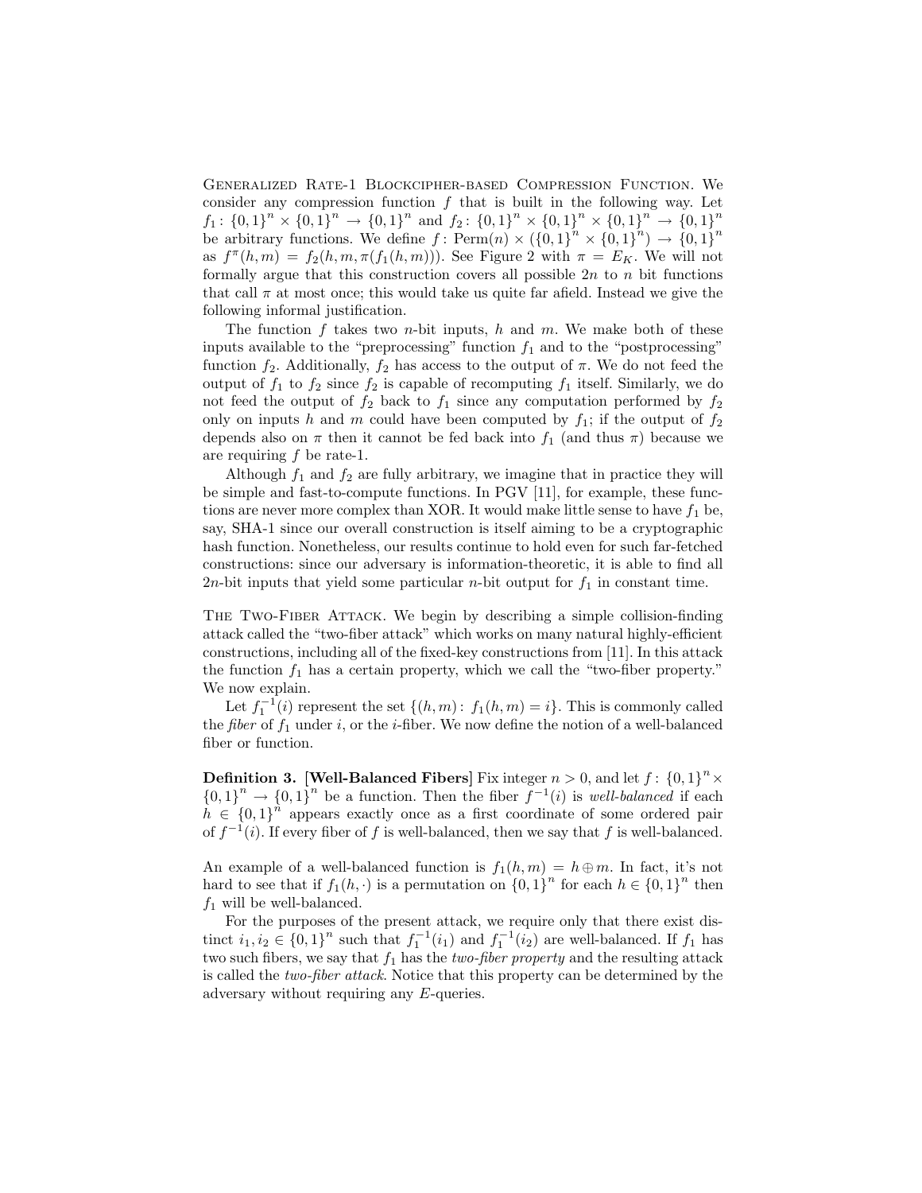**Generalized Rate-1 Blockcipher-based Compression Function.** We consider any compression function $f$ that is built in the following way. Let $f_1 \colon \{0,1\}^n \times \{0,1\}^n \to \{0,1\}^n$ and $f_2 \colon \{0,1\}^n \times \{0,1\}^n \times \{0,1\}^n \to \{0,1\}^n$ be arbitrary functions. We define $f \colon \mathrm{Perm}(n) \times (\{0,1\}^n \times \{0,1\}^n) \to \{0,1\}^n$ as $f^\pi(h,m) = f_2(h,m,\pi(f_1(h,m)))$. See Figure 2 with $\pi = E_K$. We will not formally argue that this construction covers all possible $2n$ to $n$ bit functions that call $\pi$ at most once; this would take us quite far afield. Instead we give the following informal justification.

The function $f$ takes two $n$-bit inputs, $h$ and $m$. We make both of these inputs available to the "preprocessing" function $f_1$ and to the "postprocessing" function $f_2$. Additionally, $f_2$ has access to the output of $\pi$. We do not feed the output of $f_1$ to $f_2$ since $f_2$ is capable of recomputing $f_1$ itself. Similarly, we do not feed the output of $f_2$ back to $f_1$ since any computation performed by $f_2$ only on inputs $h$ and $m$ could have been computed by $f_1$; if the output of $f_2$ depends also on $\pi$ then it cannot be fed back into $f_1$ (and thus $\pi$) because we are requiring $f$ be rate-1.

Although $f_1$ and $f_2$ are fully arbitrary, we imagine that in practice they will be simple and fast-to-compute functions. In PGV [11], for example, these functions are never more complex than XOR. It would make little sense to have $f_1$ be, say, SHA-1 since our overall construction is itself aiming to be a cryptographic hash function. Nonetheless, our results continue to hold even for such far-fetched constructions: since our adversary is information-theoretic, it is able to find all $2n$-bit inputs that yield some particular $n$-bit output for $f_1$ in constant time.

**The Two-Fiber Attack.** We begin by describing a simple collision-finding attack called the "two-fiber attack" which works on many natural highly-efficient constructions, including all of the fixed-key constructions from [11]. In this attack the function $f_1$ has a certain property, which we call the "two-fiber property." We now explain.

Let $f_1^{-1}(i)$ represent the set $\{(h,m) \colon f_1(h,m) = i\}$. This is commonly called the *fiber* of $f_1$ under $i$, or the $i$-fiber. We now define the notion of a well-balanced fiber or function.

**Definition 3. [Well-Balanced Fibers]** Fix integer $n > 0$, and let $f \colon \{0,1\}^n \times \{0,1\}^n \to \{0,1\}^n$ be a function. Then the fiber $f^{-1}(i)$ is *well-balanced* if each $h \in \{0,1\}^n$ appears exactly once as a first coordinate of some ordered pair of $f^{-1}(i)$. If every fiber of $f$ is well-balanced, then we say that $f$ is well-balanced.

An example of a well-balanced function is $f_1(h,m) = h \oplus m$. In fact, it's not hard to see that if $f_1(h,\cdot)$ is a permutation on $\{0,1\}^n$ for each $h \in \{0,1\}^n$ then $f_1$ will be well-balanced.

For the purposes of the present attack, we require only that there exist distinct $i_1, i_2 \in \{0,1\}^n$ such that $f_1^{-1}(i_1)$ and $f_1^{-1}(i_2)$ are well-balanced. If $f_1$ has two such fibers, we say that $f_1$ has the *two-fiber property* and the resulting attack is called the *two-fiber attack*. Notice that this property can be determined by the adversary without requiring any $E$-queries.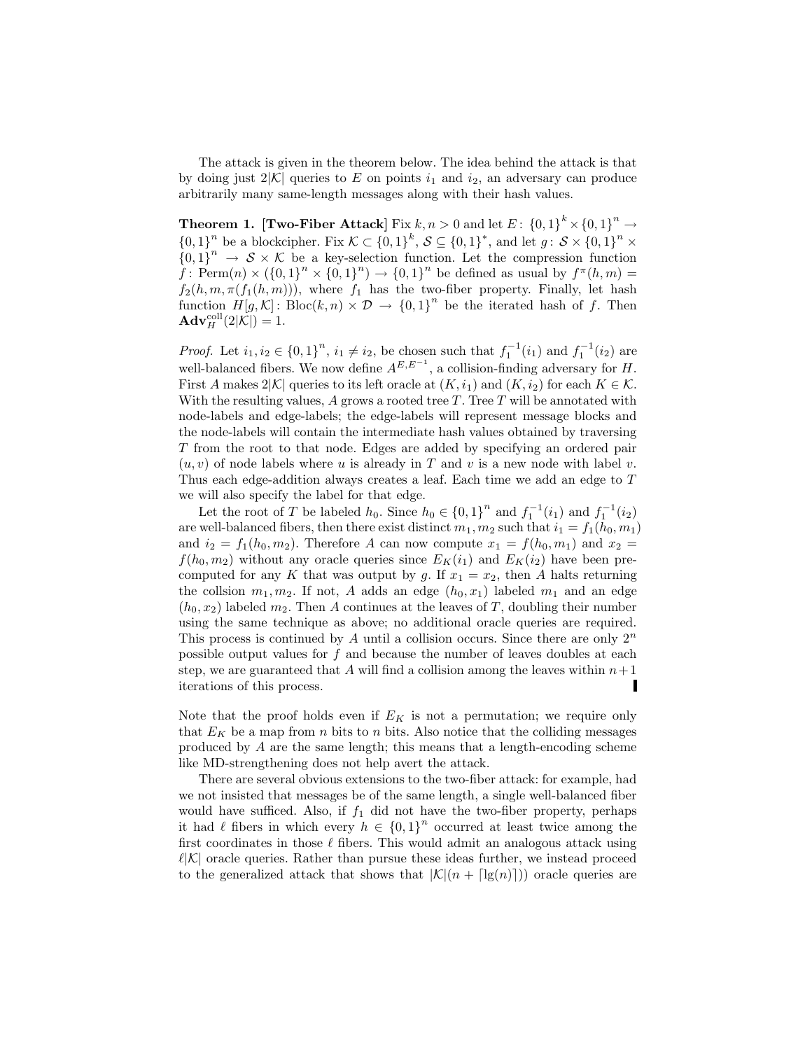The attack is given in the theorem below. The idea behind the attack is that by doing just $2|\mathcal{K}|$ queries to $E$ on points $i_1$ and $i_2$, an adversary can produce arbitrarily many same-length messages along with their hash values.

**Theorem 1. [Two-Fiber Attack]** Fix $k, n > 0$ and let $E\colon \{0,1\}^k \times \{0,1\}^n \to \{0,1\}^n$ be a blockcipher. Fix $\mathcal{K} \subset \{0,1\}^k$, $\mathcal{S} \subseteq \{0,1\}^*$, and let $g\colon \mathcal{S} \times \{0,1\}^n \times \{0,1\}^n \to \mathcal{S} \times \mathcal{K}$ be a key-selection function. Let the compression function $f\colon \mathrm{Perm}(n) \times (\{0,1\}^n \times \{0,1\}^n) \to \{0,1\}^n$ be defined as usual by $f^\pi(h,m) = f_2(h,m,\pi(f_1(h,m)))$, where $f_1$ has the two-fiber property. Finally, let hash function $H[g,\mathcal{K}]\colon \mathrm{Bloc}(k,n) \times \mathcal{D} \to \{0,1\}^n$ be the iterated hash of $f$. Then $\mathbf{Adv}_H^{\mathrm{coll}}(2|\mathcal{K}|) = 1$.

*Proof.* Let $i_1, i_2 \in \{0,1\}^n$, $i_1 \neq i_2$, be chosen such that $f_1^{-1}(i_1)$ and $f_1^{-1}(i_2)$ are well-balanced fibers. We now define $A^{E,E^{-1}}$, a collision-finding adversary for $H$. First $A$ makes $2|\mathcal{K}|$ queries to its left oracle at $(K, i_1)$ and $(K, i_2)$ for each $K \in \mathcal{K}$. With the resulting values, $A$ grows a rooted tree $T$. Tree $T$ will be annotated with node-labels and edge-labels; the edge-labels will represent message blocks and the node-labels will contain the intermediate hash values obtained by traversing $T$ from the root to that node. Edges are added by specifying an ordered pair $(u,v)$ of node labels where $u$ is already in $T$ and $v$ is a new node with label $v$. Thus each edge-addition always creates a leaf. Each time we add an edge to $T$ we will also specify the label for that edge.

Let the root of $T$ be labeled $h_0$. Since $h_0 \in \{0,1\}^n$ and $f_1^{-1}(i_1)$ and $f_1^{-1}(i_2)$ are well-balanced fibers, then there exist distinct $m_1, m_2$ such that $i_1 = f_1(h_0, m_1)$ and $i_2 = f_1(h_0, m_2)$. Therefore $A$ can now compute $x_1 = f(h_0, m_1)$ and $x_2 = f(h_0, m_2)$ without any oracle queries since $E_K(i_1)$ and $E_K(i_2)$ have been precomputed for any $K$ that was output by $g$. If $x_1 = x_2$, then $A$ halts returning the collsion $m_1, m_2$. If not, $A$ adds an edge $(h_0, x_1)$ labeled $m_1$ and an edge $(h_0, x_2)$ labeled $m_2$. Then $A$ continues at the leaves of $T$, doubling their number using the same technique as above; no additional oracle queries are required. This process is continued by $A$ until a collision occurs. Since there are only $2^n$ possible output values for $f$ and because the number of leaves doubles at each step, we are guaranteed that $A$ will find a collision among the leaves within $n+1$ iterations of this process. ∎

Note that the proof holds even if $E_K$ is not a permutation; we require only that $E_K$ be a map from $n$ bits to $n$ bits. Also notice that the colliding messages produced by $A$ are the same length; this means that a length-encoding scheme like MD-strengthening does not help avert the attack.

There are several obvious extensions to the two-fiber attack: for example, had we not insisted that messages be of the same length, a single well-balanced fiber would have sufficed. Also, if $f_1$ did not have the two-fiber property, perhaps it had $\ell$ fibers in which every $h \in \{0,1\}^n$ occurred at least twice among the first coordinates in those $\ell$ fibers. This would admit an analogous attack using $\ell|\mathcal{K}|$ oracle queries. Rather than pursue these ideas further, we instead proceed to the generalized attack that shows that $|\mathcal{K}|(n + \lceil \lg(n) \rceil))$ oracle queries are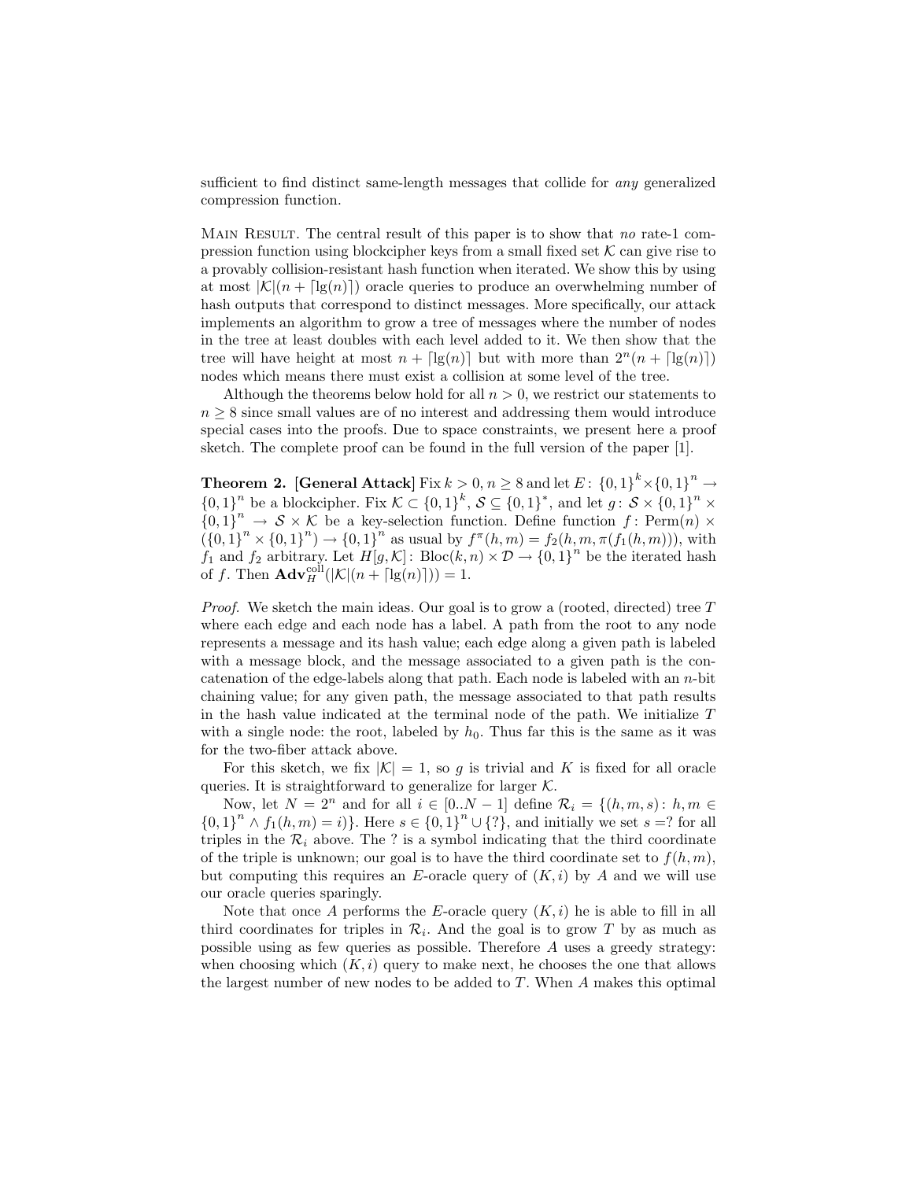sufficient to find distinct same-length messages that collide for *any* generalized compression function.

MAIN RESULT. The central result of this paper is to show that *no* rate-1 compression function using blockcipher keys from a small fixed set $\mathcal{K}$ can give rise to a provably collision-resistant hash function when iterated. We show this by using at most $|\mathcal{K}|(n + \lceil \lg(n) \rceil)$ oracle queries to produce an overwhelming number of hash outputs that correspond to distinct messages. More specifically, our attack implements an algorithm to grow a tree of messages where the number of nodes in the tree at least doubles with each level added to it. We then show that the tree will have height at most $n + \lceil \lg(n) \rceil$ but with more than $2^n(n + \lceil \lg(n) \rceil)$ nodes which means there must exist a collision at some level of the tree.

Although the theorems below hold for all $n > 0$, we restrict our statements to $n \geq 8$ since small values are of no interest and addressing them would introduce special cases into the proofs. Due to space constraints, we present here a proof sketch. The complete proof can be found in the full version of the paper [1].

**Theorem 2. [General Attack]** Fix $k > 0$, $n \geq 8$ and let $E\colon \{0,1\}^k \times \{0,1\}^n \to \{0,1\}^n$ be a blockcipher. Fix $\mathcal{K} \subset \{0,1\}^k$, $\mathcal{S} \subseteq \{0,1\}^*$, and let $g\colon \mathcal{S} \times \{0,1\}^n \times \{0,1\}^n \to \mathcal{S} \times \mathcal{K}$ be a key-selection function. Define function $f\colon \mathrm{Perm}(n) \times (\{0,1\}^n \times \{0,1\}^n) \to \{0,1\}^n$ as usual by $f^\pi(h,m) = f_2(h,m,\pi(f_1(h,m)))$, with $f_1$ and $f_2$ arbitrary. Let $H[g,\mathcal{K}]\colon \mathrm{Bloc}(k,n) \times \mathcal{D} \to \{0,1\}^n$ be the iterated hash of $f$. Then $\mathbf{Adv}^{\mathrm{coll}}_H(|\mathcal{K}|(n + \lceil \lg(n) \rceil)) = 1$.

*Proof.* We sketch the main ideas. Our goal is to grow a (rooted, directed) tree $T$ where each edge and each node has a label. A path from the root to any node represents a message and its hash value; each edge along a given path is labeled with a message block, and the message associated to a given path is the concatenation of the edge-labels along that path. Each node is labeled with an $n$-bit chaining value; for any given path, the message associated to that path results in the hash value indicated at the terminal node of the path. We initialize $T$ with a single node: the root, labeled by $h_0$. Thus far this is the same as it was for the two-fiber attack above.

For this sketch, we fix $|\mathcal{K}| = 1$, so $g$ is trivial and $K$ is fixed for all oracle queries. It is straightforward to generalize for larger $\mathcal{K}$.

Now, let $N = 2^n$ and for all $i \in [0..N-1]$ define $\mathcal{R}_i = \{(h,m,s)\colon h,m \in \{0,1\}^n \wedge f_1(h,m) = i)\}$. Here $s \in \{0,1\}^n \cup \{?\}$, and initially we set $s = ?$ for all triples in the $\mathcal{R}_i$ above. The ? is a symbol indicating that the third coordinate of the triple is unknown; our goal is to have the third coordinate set to $f(h,m)$, but computing this requires an $E$-oracle query of $(K,i)$ by $A$ and we will use our oracle queries sparingly.

Note that once $A$ performs the $E$-oracle query $(K,i)$ he is able to fill in all third coordinates for triples in $\mathcal{R}_i$. And the goal is to grow $T$ by as much as possible using as few queries as possible. Therefore $A$ uses a greedy strategy: when choosing which $(K,i)$ query to make next, he chooses the one that allows the largest number of new nodes to be added to $T$. When $A$ makes this optimal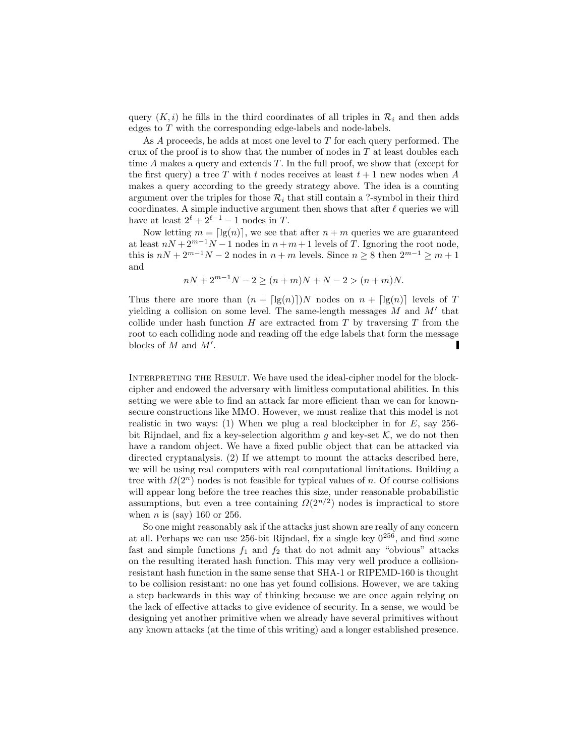query $(K, i)$ he fills in the third coordinates of all triples in $\mathcal{R}_i$ and then adds edges to $T$ with the corresponding edge-labels and node-labels.

As $A$ proceeds, he adds at most one level to $T$ for each query performed. The crux of the proof is to show that the number of nodes in $T$ at least doubles each time $A$ makes a query and extends $T$. In the full proof, we show that (except for the first query) a tree $T$ with $t$ nodes receives at least $t+1$ new nodes when $A$ makes a query according to the greedy strategy above. The idea is a counting argument over the triples for those $\mathcal{R}_i$ that still contain a ?-symbol in their third coordinates. A simple inductive argument then shows that after $\ell$ queries we will have at least $2^\ell + 2^{\ell-1} - 1$ nodes in $T$.

Now letting $m = \lceil \lg(n) \rceil$, we see that after $n+m$ queries we are guaranteed at least $nN + 2^{m-1}N - 1$ nodes in $n+m+1$ levels of $T$. Ignoring the root node, this is $nN + 2^{m-1}N - 2$ nodes in $n+m$ levels. Since $n \geq 8$ then $2^{m-1} \geq m+1$ and

$$nN + 2^{m-1}N - 2 \geq (n+m)N + N - 2 > (n+m)N.$$

Thus there are more than $(n + \lceil \lg(n) \rceil)N$ nodes on $n + \lceil \lg(n) \rceil$ levels of $T$ yielding a collision on some level. The same-length messages $M$ and $M'$ that collide under hash function $H$ are extracted from $T$ by traversing $T$ from the root to each colliding node and reading off the edge labels that form the message blocks of $M$ and $M'$. ∎

Interpreting the Result. We have used the ideal-cipher model for the blockcipher and endowed the adversary with limitless computational abilities. In this setting we were able to find an attack far more efficient than we can for known-secure constructions like MMO. However, we must realize that this model is not realistic in two ways: (1) When we plug a real blockcipher in for $E$, say 256-bit Rijndael, and fix a key-selection algorithm $g$ and key-set $\mathcal{K}$, we do not then have a random object. We have a fixed public object that can be attacked via directed cryptanalysis. (2) If we attempt to mount the attacks described here, we will be using real computers with real computational limitations. Building a tree with $\Omega(2^n)$ nodes is not feasible for typical values of $n$. Of course collisions will appear long before the tree reaches this size, under reasonable probabilistic assumptions, but even a tree containing $\Omega(2^{n/2})$ nodes is impractical to store when $n$ is (say) 160 or 256.

So one might reasonably ask if the attacks just shown are really of any concern at all. Perhaps we can use 256-bit Rijndael, fix a single key $0^{256}$, and find some fast and simple functions $f_1$ and $f_2$ that do not admit any "obvious" attacks on the resulting iterated hash function. This may very well produce a collision-resistant hash function in the same sense that SHA-1 or RIPEMD-160 is thought to be collision resistant: no one has yet found collisions. However, we are taking a step backwards in this way of thinking because we are once again relying on the lack of effective attacks to give evidence of security. In a sense, we would be designing yet another primitive when we already have several primitives without any known attacks (at the time of this writing) and a longer established presence.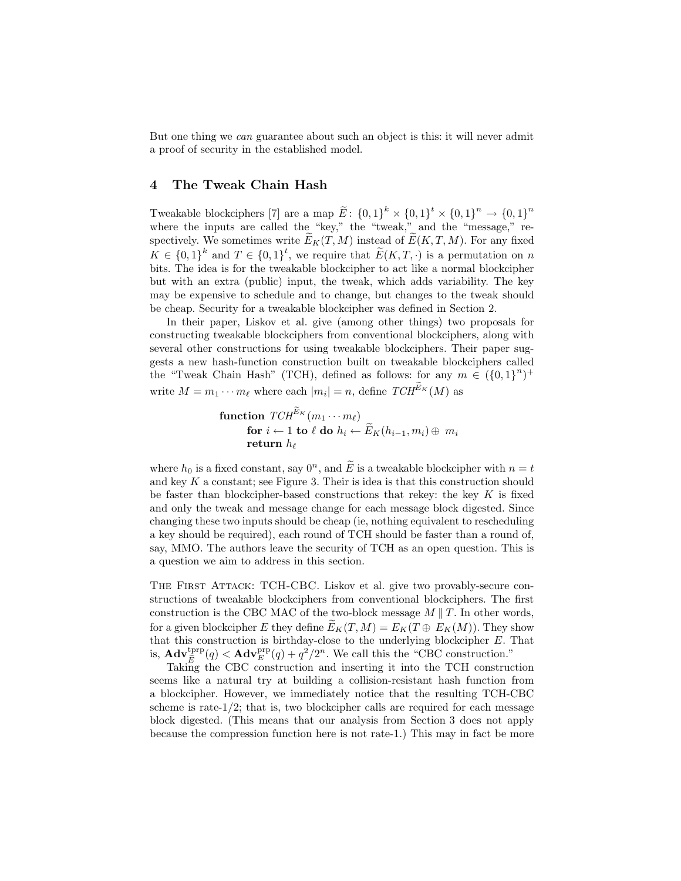But one thing we *can* guarantee about such an object is this: it will never admit a proof of security in the established model.

## 4 The Tweak Chain Hash

Tweakable blockciphers [7] are a map $\widetilde{E}\colon \{0,1\}^k \times \{0,1\}^t \times \{0,1\}^n \to \{0,1\}^n$ where the inputs are called the "key," the "tweak," and the "message," respectively. We sometimes write $\widetilde{E}_K(T, M)$ instead of $\widetilde{E}(K, T, M)$. For any fixed $K \in \{0,1\}^k$ and $T \in \{0,1\}^t$, we require that $\widetilde{E}(K, T, \cdot)$ is a permutation on $n$ bits. The idea is for the tweakable blockcipher to act like a normal blockcipher but with an extra (public) input, the tweak, which adds variability. The key may be expensive to schedule and to change, but changes to the tweak should be cheap. Security for a tweakable blockcipher was defined in Section 2.

In their paper, Liskov et al. give (among other things) two proposals for constructing tweakable blockciphers from conventional blockciphers, along with several other constructions for using tweakable blockciphers. Their paper suggests a new hash-function construction built on tweakable blockciphers called the "Tweak Chain Hash" (TCH), defined as follows: for any $m \in (\{0,1\}^n)^+$ write $M = m_1 \cdots m_\ell$ where each $|m_i| = n$, define $TCH^{\widetilde{E}_K}(M)$ as

$$
\begin{array}{l}
\textbf{function } TCH^{\widetilde{E}_K}(m_1 \cdots m_\ell) \\
\quad \textbf{for } i \leftarrow 1 \textbf{ to } \ell \textbf{ do } h_i \leftarrow \widetilde{E}_K(h_{i-1}, m_i) \oplus m_i \\
\quad \textbf{return } h_\ell
\end{array}
$$

where $h_0$ is a fixed constant, say $0^n$, and $\widetilde{E}$ is a tweakable blockcipher with $n = t$ and key $K$ a constant; see Figure 3. Their is idea is that this construction should be faster than blockcipher-based constructions that rekey: the key $K$ is fixed and only the tweak and message change for each message block digested. Since changing these two inputs should be cheap (ie, nothing equivalent to rescheduling a key should be required), each round of TCH should be faster than a round of, say, MMO. The authors leave the security of TCH as an open question. This is a question we aim to address in this section.

The First Attack: TCH-CBC. Liskov et al. give two provably-secure constructions of tweakable blockciphers from conventional blockciphers. The first construction is the CBC MAC of the two-block message $M \,\|\, T$. In other words, for a given blockcipher $E$ they define $\widetilde{E}_K(T, M) = E_K(T \oplus E_K(M))$. They show that this construction is birthday-close to the underlying blockcipher $E$. That is, $\mathbf{Adv}^{\mathrm{tprp}}_{\widetilde{E}}(q) < \mathbf{Adv}^{\mathrm{prp}}_{E}(q) + q^2/2^n$. We call this the "CBC construction."

Taking the CBC construction and inserting it into the TCH construction seems like a natural try at building a collision-resistant hash function from a blockcipher. However, we immediately notice that the resulting TCH-CBC scheme is rate-1/2; that is, two blockcipher calls are required for each message block digested. (This means that our analysis from Section 3 does not apply because the compression function here is not rate-1.) This may in fact be more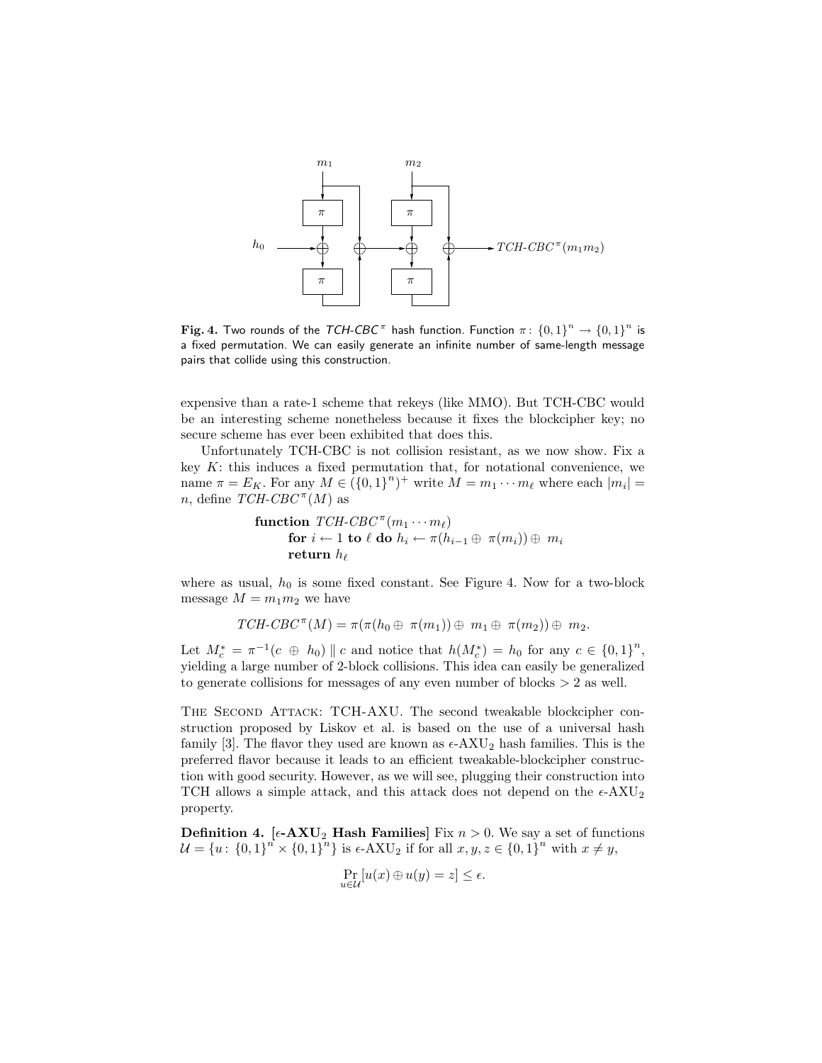**Fig. 4.** Two rounds of the $TCH\text{-}CBC^{\pi}$ hash function. Function $\pi\colon \{0,1\}^n \to \{0,1\}^n$ is a fixed permutation. We can easily generate an infinite number of same-length message pairs that collide using this construction.

expensive than a rate-1 scheme that rekeys (like MMO). But TCH-CBC would be an interesting scheme nonetheless because it fixes the blockcipher key; no secure scheme has ever been exhibited that does this.

Unfortunately TCH-CBC is not collision resistant, as we now show. Fix a key $K$: this induces a fixed permutation that, for notational convenience, we name $\pi = E_K$. For any $M \in (\{0,1\}^n)^+$ write $M = m_1 \cdots m_\ell$ where each $|m_i| = n$, define $TCH\text{-}CBC^{\pi}(M)$ as

$$
\begin{array}{l}
\textbf{function } TCH\text{-}CBC^{\pi}(m_1 \cdots m_\ell) \\
\quad \textbf{for } i \leftarrow 1 \textbf{ to } \ell \textbf{ do } h_i \leftarrow \pi(h_{i-1} \oplus \pi(m_i)) \oplus m_i \\
\quad \textbf{return } h_\ell
\end{array}
$$

where as usual, $h_0$ is some fixed constant. See Figure 4. Now for a two-block message $M = m_1 m_2$ we have

$$TCH\text{-}CBC^{\pi}(M) = \pi(\pi(h_0 \oplus \pi(m_1)) \oplus m_1 \oplus \pi(m_2)) \oplus m_2.$$

Let $M_c^* = \pi^{-1}(c \oplus h_0) \,\|\, c$ and notice that $h(M_c^*) = h_0$ for any $c \in \{0,1\}^n$, yielding a large number of 2-block collisions. This idea can easily be generalized to generate collisions for messages of any even number of blocks $> 2$ as well.

The Second Attack: TCH-AXU. The second tweakable blockcipher construction proposed by Liskov et al. is based on the use of a universal hash family [3]. The flavor they used are known as $\epsilon$-AXU$_2$ hash families. This is the preferred flavor because it leads to an efficient tweakable-blockcipher construction with good security. However, as we will see, plugging their construction into TCH allows a simple attack, and this attack does not depend on the $\epsilon$-AXU$_2$ property.

**Definition 4. [$\epsilon$-AXU$_2$ Hash Families]** Fix $n > 0$. We say a set of functions $\mathcal{U} = \{u\colon \{0,1\}^n \times \{0,1\}^n\}$ is $\epsilon$-AXU$_2$ if for all $x, y, z \in \{0,1\}^n$ with $x \neq y$,

$$\Pr_{u \in \mathcal{U}}[u(x) \oplus u(y) = z] \leq \epsilon.$$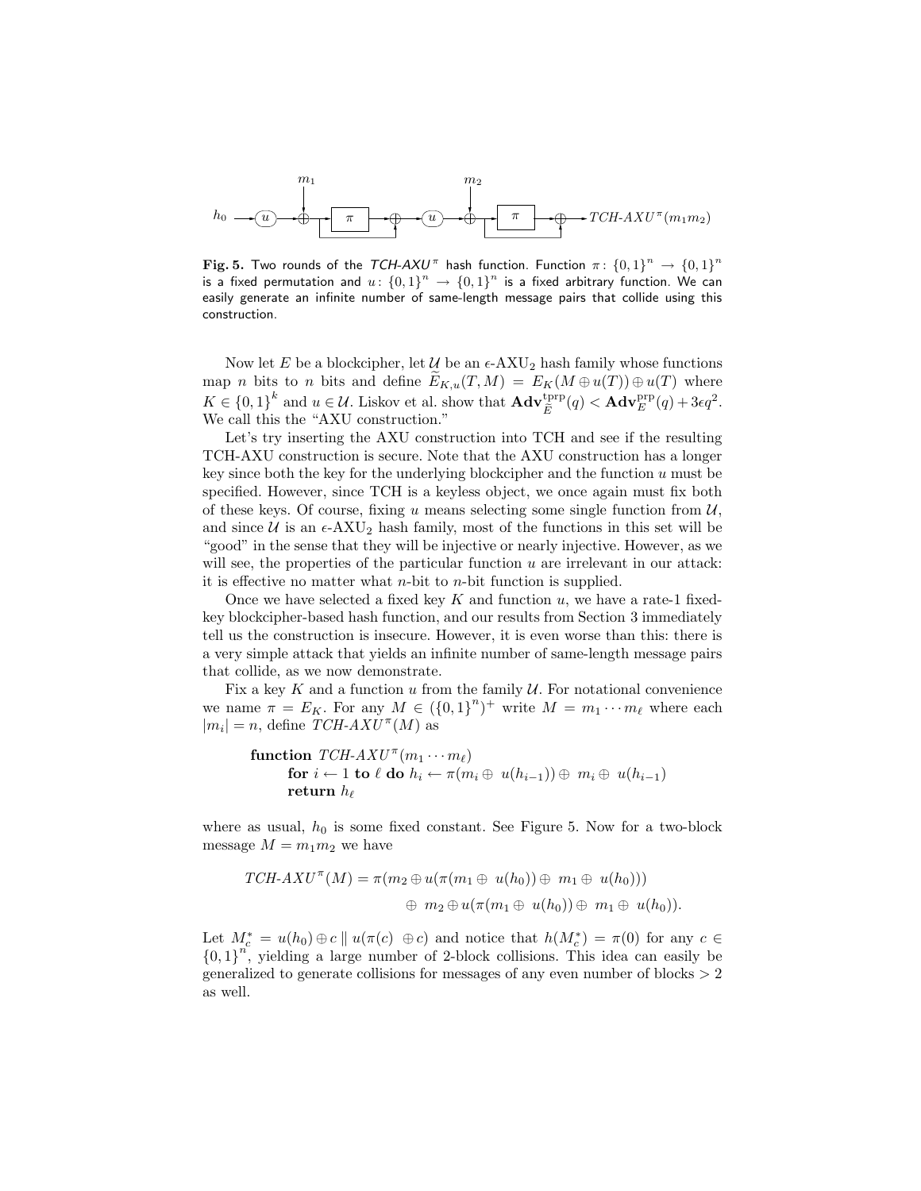**Fig. 5.** Two rounds of the *TCH-AXU*$^\pi$ hash function. Function $\pi\colon \{0,1\}^n \to \{0,1\}^n$ is a fixed permutation and $u\colon \{0,1\}^n \to \{0,1\}^n$ is a fixed arbitrary function. We can easily generate an infinite number of same-length message pairs that collide using this construction.

Now let $E$ be a blockcipher, let $\mathcal{U}$ be an $\epsilon$-AXU$_2$ hash family whose functions map $n$ bits to $n$ bits and define $\widetilde{E}_{K,u}(T, M) = E_K(M \oplus u(T)) \oplus u(T)$ where $K \in \{0,1\}^k$ and $u \in \mathcal{U}$. Liskov et al. show that $\mathbf{Adv}^{\text{tprp}}_{\widetilde{E}}(q) < \mathbf{Adv}^{\text{prp}}_{E}(q) + 3\epsilon q^2$. We call this the "AXU construction."

Let's try inserting the AXU construction into TCH and see if the resulting TCH-AXU construction is secure. Note that the AXU construction has a longer key since both the key for the underlying blockcipher and the function $u$ must be specified. However, since TCH is a keyless object, we once again must fix both of these keys. Of course, fixing $u$ means selecting some single function from $\mathcal{U}$, and since $\mathcal{U}$ is an $\epsilon$-AXU$_2$ hash family, most of the functions in this set will be "good" in the sense that they will be injective or nearly injective. However, as we will see, the properties of the particular function $u$ are irrelevant in our attack: it is effective no matter what $n$-bit to $n$-bit function is supplied.

Once we have selected a fixed key $K$ and function $u$, we have a rate-1 fixed-key blockcipher-based hash function, and our results from Section 3 immediately tell us the construction is insecure. However, it is even worse than this: there is a very simple attack that yields an infinite number of same-length message pairs that collide, as we now demonstrate.

Fix a key $K$ and a function $u$ from the family $\mathcal{U}$. For notational convenience we name $\pi = E_K$. For any $M \in (\{0,1\}^n)^+$ write $M = m_1 \cdots m_\ell$ where each $|m_i| = n$, define *TCH-AXU*$^\pi(M)$ as

```
function TCH-AXU^π(m_1 ··· m_ℓ)
    for i ← 1 to ℓ do h_i ← π(m_i ⊕ u(h_{i-1})) ⊕ m_i ⊕ u(h_{i-1})
    return h_ℓ
```

where as usual, $h_0$ is some fixed constant. See Figure 5. Now for a two-block message $M = m_1 m_2$ we have

$$
\begin{aligned}
\textit{TCH-AXU}^\pi(M) = \pi(m_2 \oplus u(\pi(m_1 \oplus u(h_0)) \oplus m_1 \oplus u(h_0))) \\
\oplus\ m_2 \oplus u(\pi(m_1 \oplus u(h_0)) \oplus m_1 \oplus u(h_0)).
\end{aligned}
$$

Let $M_c^* = u(h_0) \oplus c \,\|\, u(\pi(c) \oplus c)$ and notice that $h(M_c^*) = \pi(0)$ for any $c \in \{0,1\}^n$, yielding a large number of 2-block collisions. This idea can easily be generalized to generate collisions for messages of any even number of blocks $> 2$ as well.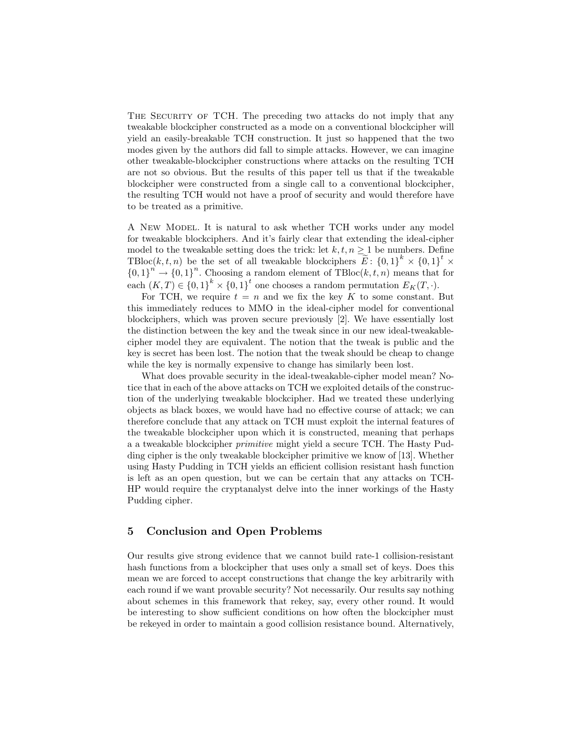The Security of TCH. The preceding two attacks do not imply that any tweakable blockcipher constructed as a mode on a conventional blockcipher will yield an easily-breakable TCH construction. It just so happened that the two modes given by the authors did fall to simple attacks. However, we can imagine other tweakable-blockcipher constructions where attacks on the resulting TCH are not so obvious. But the results of this paper tell us that if the tweakable blockcipher were constructed from a single call to a conventional blockcipher, the resulting TCH would not have a proof of security and would therefore have to be treated as a primitive.

A New Model. It is natural to ask whether TCH works under any model for tweakable blockciphers. And it's fairly clear that extending the ideal-cipher model to the tweakable setting does the trick: let $k, t, n \geq 1$ be numbers. Define $\text{TBloc}(k, t, n)$ be the set of all tweakable blockciphers $\widetilde{E} \colon \{0,1\}^k \times \{0,1\}^t \times \{0,1\}^n \to \{0,1\}^n$. Choosing a random element of $\text{TBloc}(k, t, n)$ means that for each $(K, T) \in \{0,1\}^k \times \{0,1\}^t$ one chooses a random permutation $E_K(T, \cdot)$.

For TCH, we require $t = n$ and we fix the key $K$ to some constant. But this immediately reduces to MMO in the ideal-cipher model for conventional blockciphers, which was proven secure previously [2]. We have essentially lost the distinction between the key and the tweak since in our new ideal-tweakable-cipher model they are equivalent. The notion that the tweak is public and the key is secret has been lost. The notion that the tweak should be cheap to change while the key is normally expensive to change has similarly been lost.

What does provable security in the ideal-tweakable-cipher model mean? Notice that in each of the above attacks on TCH we exploited details of the construction of the underlying tweakable blockcipher. Had we treated these underlying objects as black boxes, we would have had no effective course of attack; we can therefore conclude that any attack on TCH must exploit the internal features of the tweakable blockcipher upon which it is constructed, meaning that perhaps a a tweakable blockcipher *primitive* might yield a secure TCH. The Hasty Pudding cipher is the only tweakable blockcipher primitive we know of [13]. Whether using Hasty Pudding in TCH yields an efficient collision resistant hash function is left as an open question, but we can be certain that any attacks on TCH-HP would require the cryptanalyst delve into the inner workings of the Hasty Pudding cipher.

## 5 Conclusion and Open Problems

Our results give strong evidence that we cannot build rate-1 collision-resistant hash functions from a blockcipher that uses only a small set of keys. Does this mean we are forced to accept constructions that change the key arbitrarily with each round if we want provable security? Not necessarily. Our results say nothing about schemes in this framework that rekey, say, every other round. It would be interesting to show sufficient conditions on how often the blockcipher must be rekeyed in order to maintain a good collision resistance bound. Alternatively,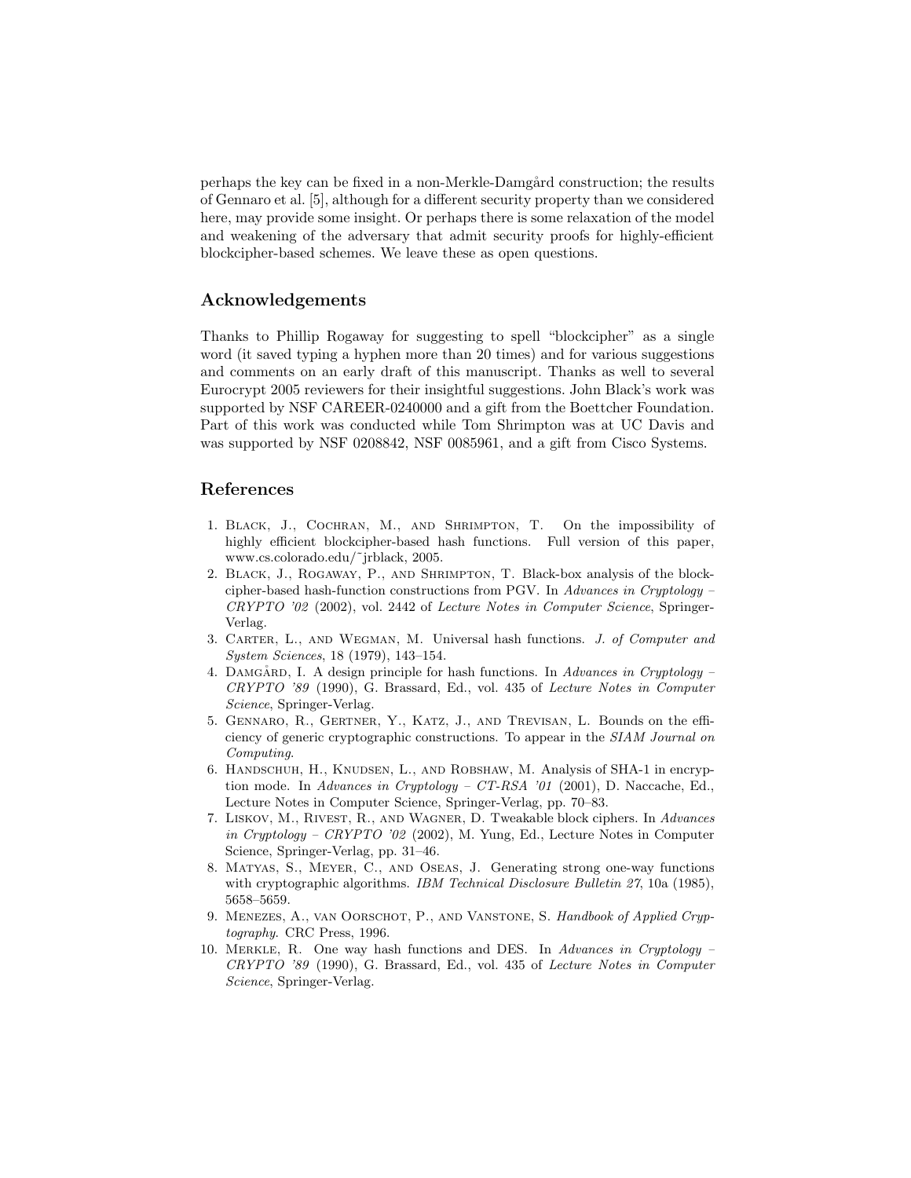perhaps the key can be fixed in a non-Merkle-Damgård construction; the results of Gennaro et al. [5], although for a different security property than we considered here, may provide some insight. Or perhaps there is some relaxation of the model and weakening of the adversary that admit security proofs for highly-efficient blockcipher-based schemes. We leave these as open questions.

## Acknowledgements

Thanks to Phillip Rogaway for suggesting to spell "blockcipher" as a single word (it saved typing a hyphen more than 20 times) and for various suggestions and comments on an early draft of this manuscript. Thanks as well to several Eurocrypt 2005 reviewers for their insightful suggestions. John Black's work was supported by NSF CAREER-0240000 and a gift from the Boettcher Foundation. Part of this work was conducted while Tom Shrimpton was at UC Davis and was supported by NSF 0208842, NSF 0085961, and a gift from Cisco Systems.

## References

1. Black, J., Cochran, M., and Shrimpton, T. On the impossibility of highly efficient blockcipher-based hash functions. Full version of this paper, www.cs.colorado.edu/˜jrblack, 2005.
2. Black, J., Rogaway, P., and Shrimpton, T. Black-box analysis of the blockcipher-based hash-function constructions from PGV. In *Advances in Cryptology – CRYPTO '02* (2002), vol. 2442 of *Lecture Notes in Computer Science*, Springer-Verlag.
3. Carter, L., and Wegman, M. Universal hash functions. *J. of Computer and System Sciences*, 18 (1979), 143–154.
4. Damgård, I. A design principle for hash functions. In *Advances in Cryptology – CRYPTO '89* (1990), G. Brassard, Ed., vol. 435 of *Lecture Notes in Computer Science*, Springer-Verlag.
5. Gennaro, R., Gertner, Y., Katz, J., and Trevisan, L. Bounds on the efficiency of generic cryptographic constructions. To appear in the *SIAM Journal on Computing*.
6. Handschuh, H., Knudsen, L., and Robshaw, M. Analysis of SHA-1 in encryption mode. In *Advances in Cryptology – CT-RSA '01* (2001), D. Naccache, Ed., Lecture Notes in Computer Science, Springer-Verlag, pp. 70–83.
7. Liskov, M., Rivest, R., and Wagner, D. Tweakable block ciphers. In *Advances in Cryptology – CRYPTO '02* (2002), M. Yung, Ed., Lecture Notes in Computer Science, Springer-Verlag, pp. 31–46.
8. Matyas, S., Meyer, C., and Oseas, J. Generating strong one-way functions with cryptographic algorithms. *IBM Technical Disclosure Bulletin 27*, 10a (1985), 5658–5659.
9. Menezes, A., van Oorschot, P., and Vanstone, S. *Handbook of Applied Cryptography.* CRC Press, 1996.
10. Merkle, R. One way hash functions and DES. In *Advances in Cryptology – CRYPTO '89* (1990), G. Brassard, Ed., vol. 435 of *Lecture Notes in Computer Science*, Springer-Verlag.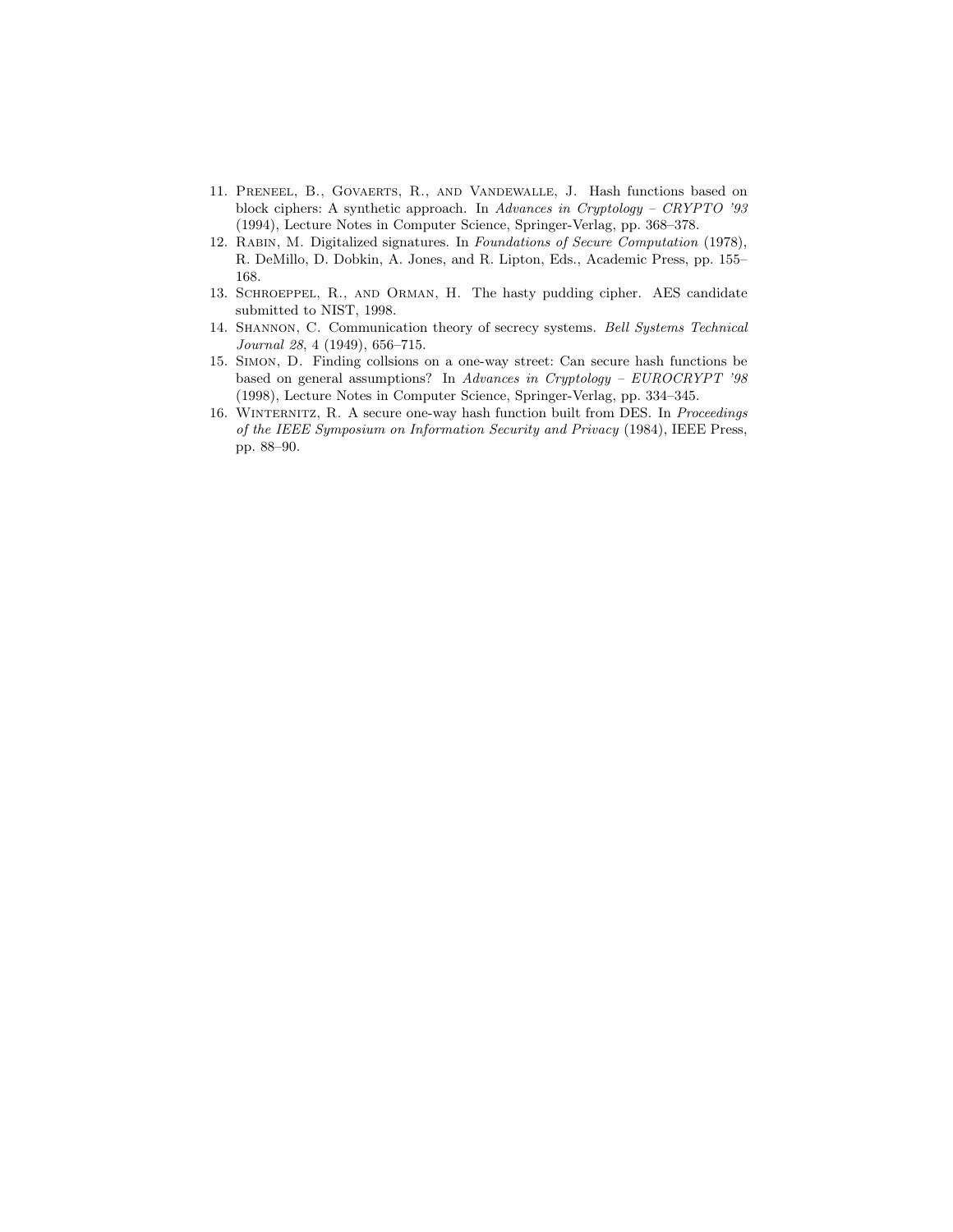11. Preneel, B., Govaerts, R., and Vandewalle, J. Hash functions based on block ciphers: A synthetic approach. In *Advances in Cryptology – CRYPTO '93* (1994), Lecture Notes in Computer Science, Springer-Verlag, pp. 368–378.
12. Rabin, M. Digitalized signatures. In *Foundations of Secure Computation* (1978), R. DeMillo, D. Dobkin, A. Jones, and R. Lipton, Eds., Academic Press, pp. 155–168.
13. Schroeppel, R., and Orman, H. The hasty pudding cipher. AES candidate submitted to NIST, 1998.
14. Shannon, C. Communication theory of secrecy systems. *Bell Systems Technical Journal 28*, 4 (1949), 656–715.
15. Simon, D. Finding collsions on a one-way street: Can secure hash functions be based on general assumptions? In *Advances in Cryptology – EUROCRYPT '98* (1998), Lecture Notes in Computer Science, Springer-Verlag, pp. 334–345.
16. Winternitz, R. A secure one-way hash function built from DES. In *Proceedings of the IEEE Symposium on Information Security and Privacy* (1984), IEEE Press, pp. 88–90.